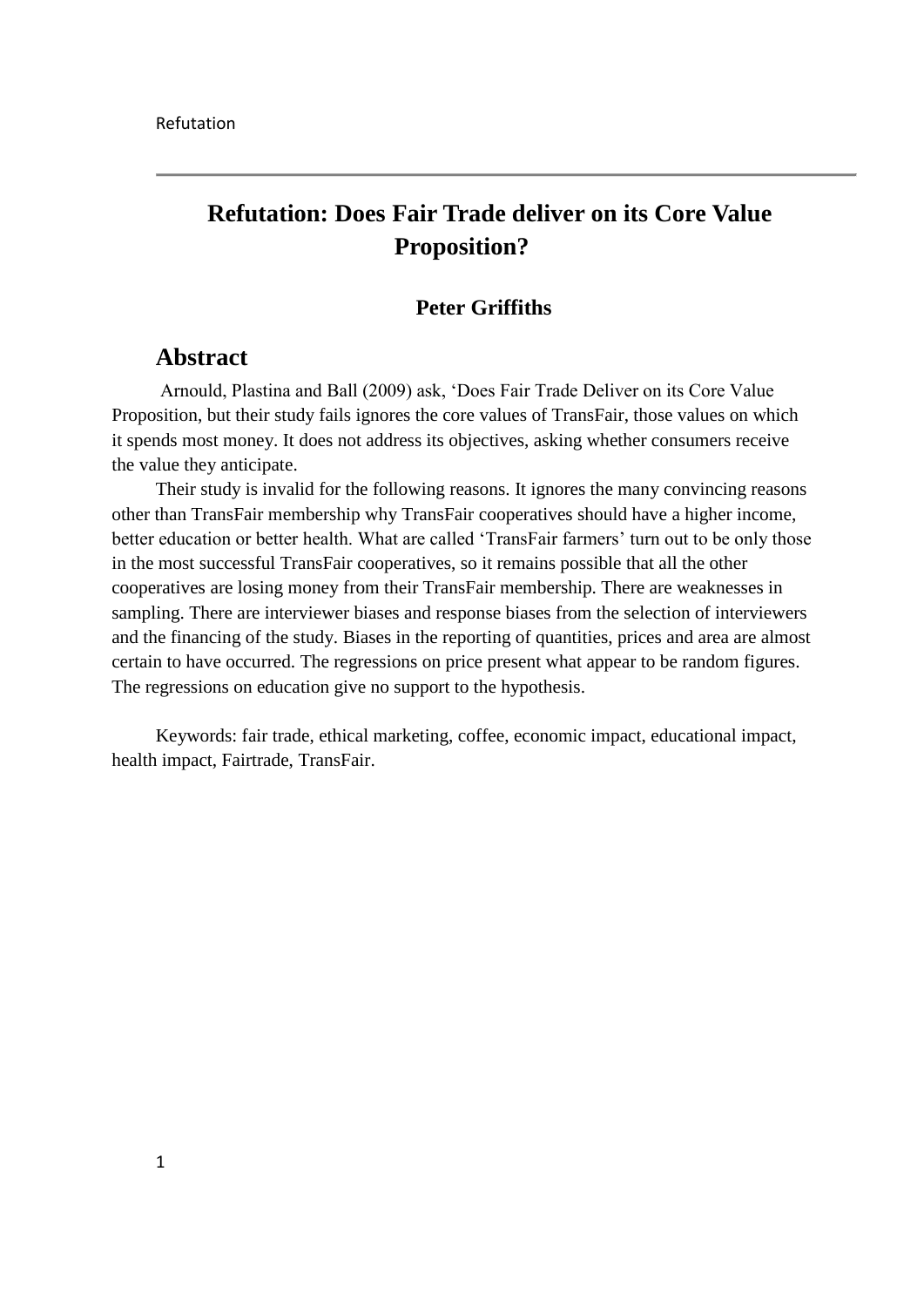# Refutation: Does Fair Trade deliver on its Core Value Proposition?

**Peter Griffiths**

## Abstract

Arnould, Plastina and Ball (2009) ask, 'Does Fair Trade Deliver on its Core Value Proposition, but their study fails ignores the core values of TransFair, those values on which it spends most money. It does not address its objectives, asking whether consumers receive the value they anticipate.

Their study is invalid for the following reasons. It ignores the many convincing reasons other than TransFair membership why TransFair cooperatives should have a higher income, better education or better health. What are called 'TransFair farmers' turn out to be only those in the most successful TransFair cooperatives, so it remains possible that all the other cooperatives are losing money from their TransFair membership. There are weaknesses in sampling. There are interviewer biases and response biases from the selection of interviewers and the financing of the study. Biases in the reporting of quantities, prices and area are almost certain to have occurred. The regressions on price present what appear to be random figures. The regressions on education give no support to the hypothesis.

Keywords: fair trade, ethical marketing, coffee, economic impact, educational impact, health impact, Fairtrade, TransFair.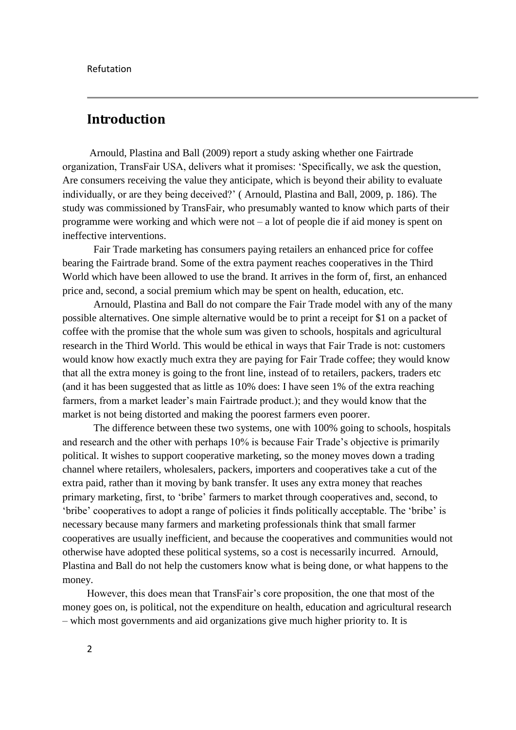## Introduction

Arnould, Plastina and Ball (2009) report a study asking whether one Fairtrade organization, TransFair USA, delivers what it promises: 'Specifically, we ask the question, Are consumers receiving the value they anticipate, which is beyond their ability to evaluate individually, or are they being deceived?' ( Arnould, Plastina and Ball, 2009, p. 186). The study was commissioned by TransFair, who presumably wanted to know which parts of their programme were working and which were not – a lot of people die if aid money is spent on ineffective interventions.

Fair Trade marketing has consumers paying retailers an enhanced price for coffee bearing the Fairtrade brand. Some of the extra payment reaches cooperatives in the Third World which have been allowed to use the brand. It arrives in the form of, first, an enhanced price and, second, a social premium which may be spent on health, education, etc.

Arnould, Plastina and Ball do not compare the Fair Trade model with any of the many possible alternatives. One simple alternative would be to print a receipt for $1 on a packet of coffee with the promise that the whole sum was given to schools, hospitals and agricultural research in the Third World. This would be ethical in ways that Fair Trade is not: customers would know how exactly much extra they are paying for Fair Trade coffee; they would know that all the extra money is going to the front line, instead of to retailers, packers, traders etc (and it has been suggested that as little as 10% does: I have seen 1% of the extra reaching farmers, from a market leader's main Fairtrade product.); and they would know that the market is not being distorted and making the poorest farmers even poorer.

The difference between these two systems, one with 100% going to schools, hospitals and research and the other with perhaps 10% is because Fair Trade's objective is primarily political. It wishes to support cooperative marketing, so the money moves down a trading channel where retailers, wholesalers, packers, importers and cooperatives take a cut of the extra paid, rather than it moving by bank transfer. It uses any extra money that reaches primary marketing, first, to 'bribe' farmers to market through cooperatives and, second, to 'bribe' cooperatives to adopt a range of policies it finds politically acceptable. The 'bribe' is necessary because many farmers and marketing professionals think that small farmer cooperatives are usually inefficient, and because the cooperatives and communities would not otherwise have adopted these political systems, so a cost is necessarily incurred. Arnould, Plastina and Ball do not help the customers know what is being done, or what happens to the money.

However, this does mean that TransFair's core proposition, the one that most of the money goes on, is political, not the expenditure on health, education and agricultural research – which most governments and aid organizations give much higher priority to. It is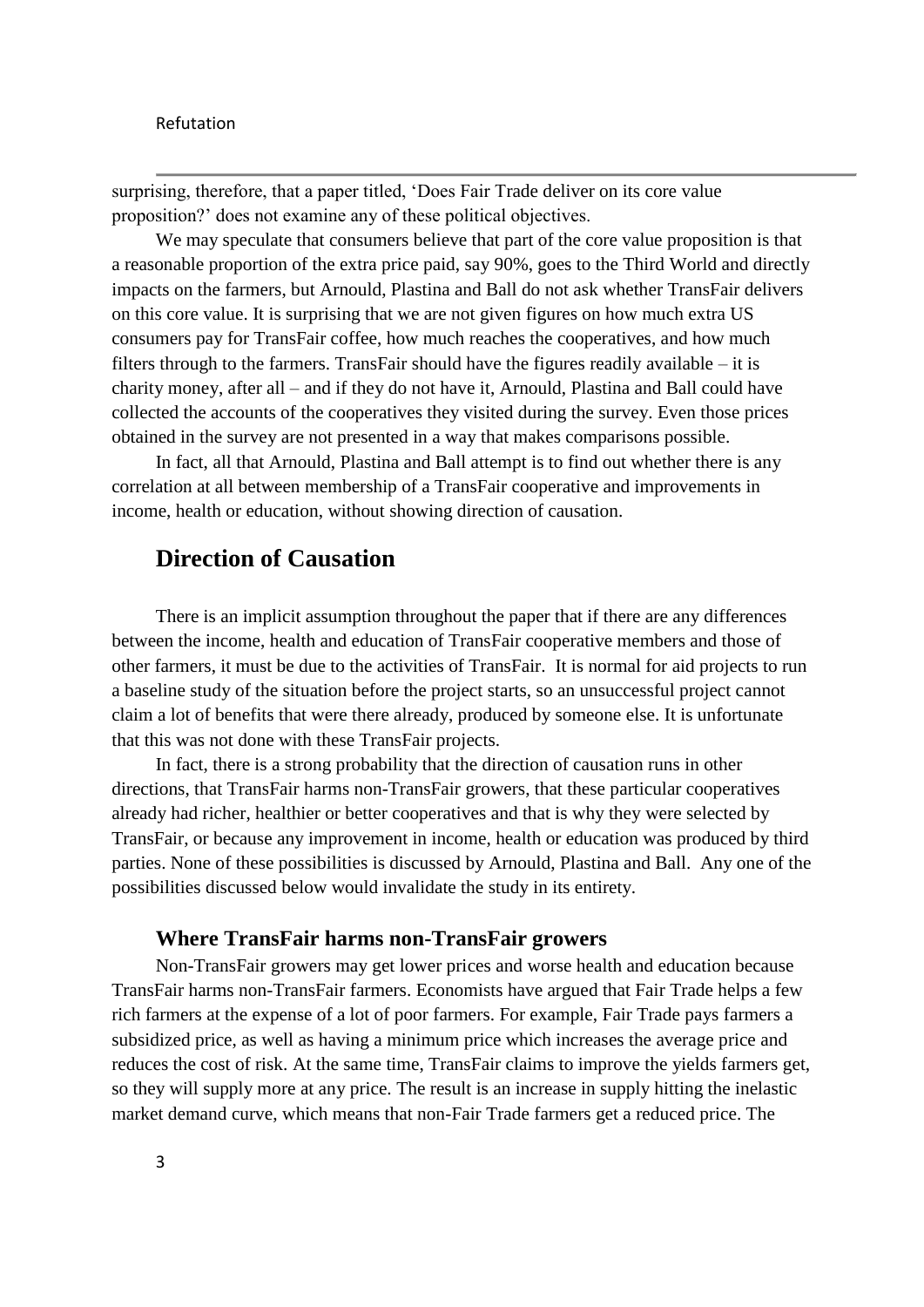surprising, therefore, that a paper titled, 'Does Fair Trade deliver on its core value proposition?' does not examine any of these political objectives.

We may speculate that consumers believe that part of the core value proposition is that a reasonable proportion of the extra price paid, say 90%, goes to the Third World and directly impacts on the farmers, but Arnould, Plastina and Ball do not ask whether TransFair delivers on this core value. It is surprising that we are not given figures on how much extra US consumers pay for TransFair coffee, how much reaches the cooperatives, and how much filters through to the farmers. TransFair should have the figures readily available – it is charity money, after all – and if they do not have it, Arnould, Plastina and Ball could have collected the accounts of the cooperatives they visited during the survey. Even those prices obtained in the survey are not presented in a way that makes comparisons possible.

In fact, all that Arnould, Plastina and Ball attempt is to find out whether there is any correlation at all between membership of a TransFair cooperative and improvements in income, health or education, without showing direction of causation.

## Direction of Causation

There is an implicit assumption throughout the paper that if there are any differences between the income, health and education of TransFair cooperative members and those of other farmers, it must be due to the activities of TransFair. It is normal for aid projects to run a baseline study of the situation before the project starts, so an unsuccessful project cannot claim a lot of benefits that were there already, produced by someone else. It is unfortunate that this was not done with these TransFair projects.

In fact, there is a strong probability that the direction of causation runs in other directions, that TransFair harms non-TransFair growers, that these particular cooperatives already had richer, healthier or better cooperatives and that is why they were selected by TransFair, or because any improvement in income, health or education was produced by third parties. None of these possibilities is discussed by Arnould, Plastina and Ball. Any one of the possibilities discussed below would invalidate the study in its entirety.

### Where TransFair harms non-TransFair growers

Non-TransFair growers may get lower prices and worse health and education because TransFair harms non-TransFair farmers. Economists have argued that Fair Trade helps a few rich farmers at the expense of a lot of poor farmers. For example, Fair Trade pays farmers a subsidized price, as well as having a minimum price which increases the average price and reduces the cost of risk. At the same time, TransFair claims to improve the yields farmers get, so they will supply more at any price. The result is an increase in supply hitting the inelastic market demand curve, which means that non-Fair Trade farmers get a reduced price. The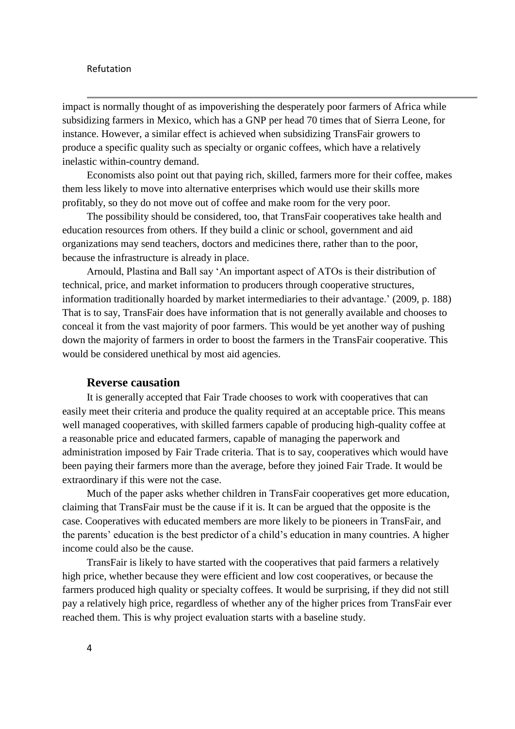impact is normally thought of as impoverishing the desperately poor farmers of Africa while subsidizing farmers in Mexico, which has a GNP per head 70 times that of Sierra Leone, for instance. However, a similar effect is achieved when subsidizing TransFair growers to produce a specific quality such as specialty or organic coffees, which have a relatively inelastic within-country demand.

Economists also point out that paying rich, skilled, farmers more for their coffee, makes them less likely to move into alternative enterprises which would use their skills more profitably, so they do not move out of coffee and make room for the very poor.

The possibility should be considered, too, that TransFair cooperatives take health and education resources from others. If they build a clinic or school, government and aid organizations may send teachers, doctors and medicines there, rather than to the poor, because the infrastructure is already in place.

Arnould, Plastina and Ball say 'An important aspect of ATOs is their distribution of technical, price, and market information to producers through cooperative structures, information traditionally hoarded by market intermediaries to their advantage.' (2009, p. 188) That is to say, TransFair does have information that is not generally available and chooses to conceal it from the vast majority of poor farmers. This would be yet another way of pushing down the majority of farmers in order to boost the farmers in the TransFair cooperative. This would be considered unethical by most aid agencies.

### Reverse causation

It is generally accepted that Fair Trade chooses to work with cooperatives that can easily meet their criteria and produce the quality required at an acceptable price. This means well managed cooperatives, with skilled farmers capable of producing high-quality coffee at a reasonable price and educated farmers, capable of managing the paperwork and administration imposed by Fair Trade criteria. That is to say, cooperatives which would have been paying their farmers more than the average, before they joined Fair Trade. It would be extraordinary if this were not the case.

Much of the paper asks whether children in TransFair cooperatives get more education, claiming that TransFair must be the cause if it is. It can be argued that the opposite is the case. Cooperatives with educated members are more likely to be pioneers in TransFair, and the parents' education is the best predictor of a child's education in many countries. A higher income could also be the cause.

TransFair is likely to have started with the cooperatives that paid farmers a relatively high price, whether because they were efficient and low cost cooperatives, or because the farmers produced high quality or specialty coffees. It would be surprising, if they did not still pay a relatively high price, regardless of whether any of the higher prices from TransFair ever reached them. This is why project evaluation starts with a baseline study.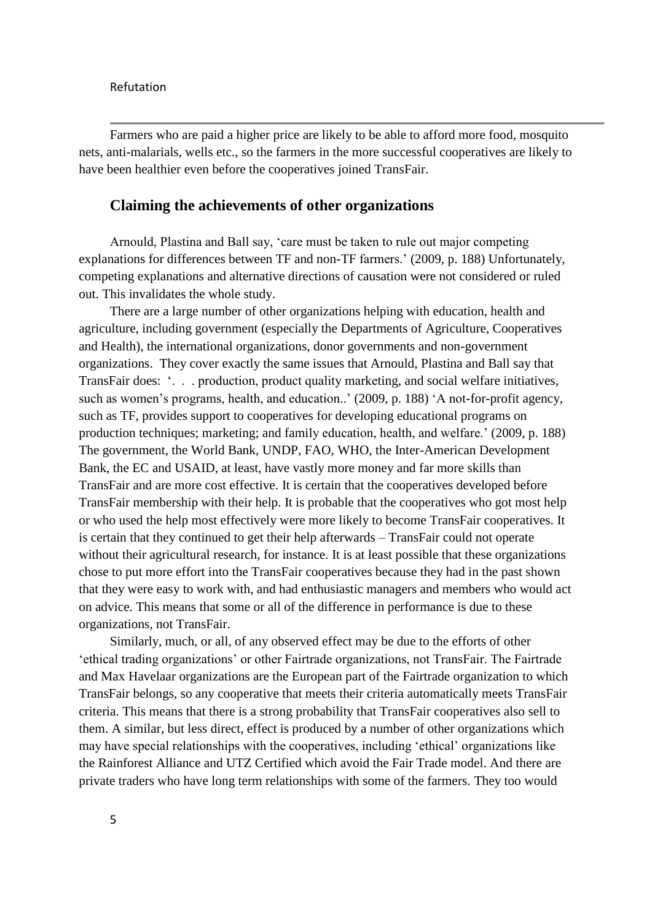Farmers who are paid a higher price are likely to be able to afford more food, mosquito nets, anti-malarials, wells etc., so the farmers in the more successful cooperatives are likely to have been healthier even before the cooperatives joined TransFair.

## Claiming the achievements of other organizations

Arnould, Plastina and Ball say, 'care must be taken to rule out major competing explanations for differences between TF and non-TF farmers.' (2009, p. 188) Unfortunately, competing explanations and alternative directions of causation were not considered or ruled out. This invalidates the whole study.

There are a large number of other organizations helping with education, health and agriculture, including government (especially the Departments of Agriculture, Cooperatives and Health), the international organizations, donor governments and non-government organizations. They cover exactly the same issues that Arnould, Plastina and Ball say that TransFair does: '. . . production, product quality marketing, and social welfare initiatives, such as women's programs, health, and education..' (2009, p. 188) 'A not-for-profit agency, such as TF, provides support to cooperatives for developing educational programs on production techniques; marketing; and family education, health, and welfare.' (2009, p. 188) The government, the World Bank, UNDP, FAO, WHO, the Inter-American Development Bank, the EC and USAID, at least, have vastly more money and far more skills than TransFair and are more cost effective. It is certain that the cooperatives developed before TransFair membership with their help. It is probable that the cooperatives who got most help or who used the help most effectively were more likely to become TransFair cooperatives. It is certain that they continued to get their help afterwards – TransFair could not operate without their agricultural research, for instance. It is at least possible that these organizations chose to put more effort into the TransFair cooperatives because they had in the past shown that they were easy to work with, and had enthusiastic managers and members who would act on advice. This means that some or all of the difference in performance is due to these organizations, not TransFair.

Similarly, much, or all, of any observed effect may be due to the efforts of other 'ethical trading organizations' or other Fairtrade organizations, not TransFair. The Fairtrade and Max Havelaar organizations are the European part of the Fairtrade organization to which TransFair belongs, so any cooperative that meets their criteria automatically meets TransFair criteria. This means that there is a strong probability that TransFair cooperatives also sell to them. A similar, but less direct, effect is produced by a number of other organizations which may have special relationships with the cooperatives, including 'ethical' organizations like the Rainforest Alliance and UTZ Certified which avoid the Fair Trade model. And there are private traders who have long term relationships with some of the farmers. They too would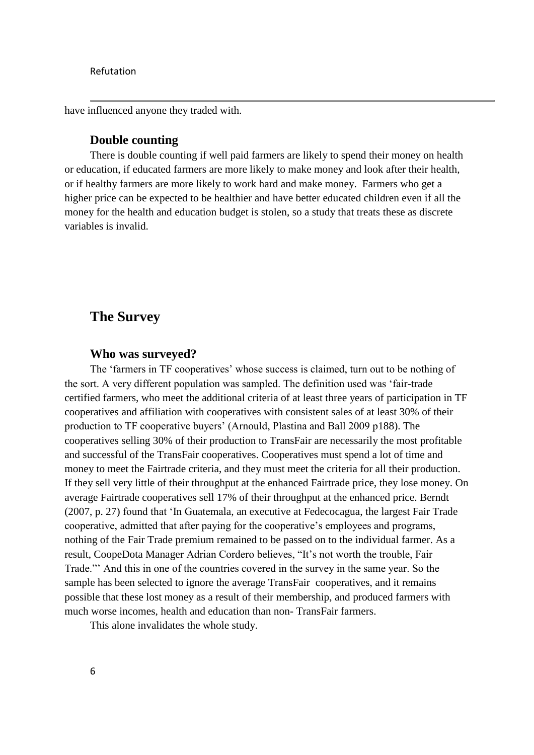have influenced anyone they traded with.

### Double counting

There is double counting if well paid farmers are likely to spend their money on health or education, if educated farmers are more likely to make money and look after their health, or if healthy farmers are more likely to work hard and make money. Farmers who get a higher price can be expected to be healthier and have better educated children even if all the money for the health and education budget is stolen, so a study that treats these as discrete variables is invalid.

## The Survey

### Who was surveyed?

The 'farmers in TF cooperatives' whose success is claimed, turn out to be nothing of the sort. A very different population was sampled. The definition used was 'fair-trade certified farmers, who meet the additional criteria of at least three years of participation in TF cooperatives and affiliation with cooperatives with consistent sales of at least 30% of their production to TF cooperative buyers' (Arnould, Plastina and Ball 2009 p188). The cooperatives selling 30% of their production to TransFair are necessarily the most profitable and successful of the TransFair cooperatives. Cooperatives must spend a lot of time and money to meet the Fairtrade criteria, and they must meet the criteria for all their production. If they sell very little of their throughput at the enhanced Fairtrade price, they lose money. On average Fairtrade cooperatives sell 17% of their throughput at the enhanced price. Berndt (2007, p. 27) found that 'In Guatemala, an executive at Fedecocagua, the largest Fair Trade cooperative, admitted that after paying for the cooperative's employees and programs, nothing of the Fair Trade premium remained to be passed on to the individual farmer. As a result, CoopeDota Manager Adrian Cordero believes, "It's not worth the trouble, Fair Trade."' And this in one of the countries covered in the survey in the same year. So the sample has been selected to ignore the average TransFair cooperatives, and it remains possible that these lost money as a result of their membership, and produced farmers with much worse incomes, health and education than non- TransFair farmers.

This alone invalidates the whole study.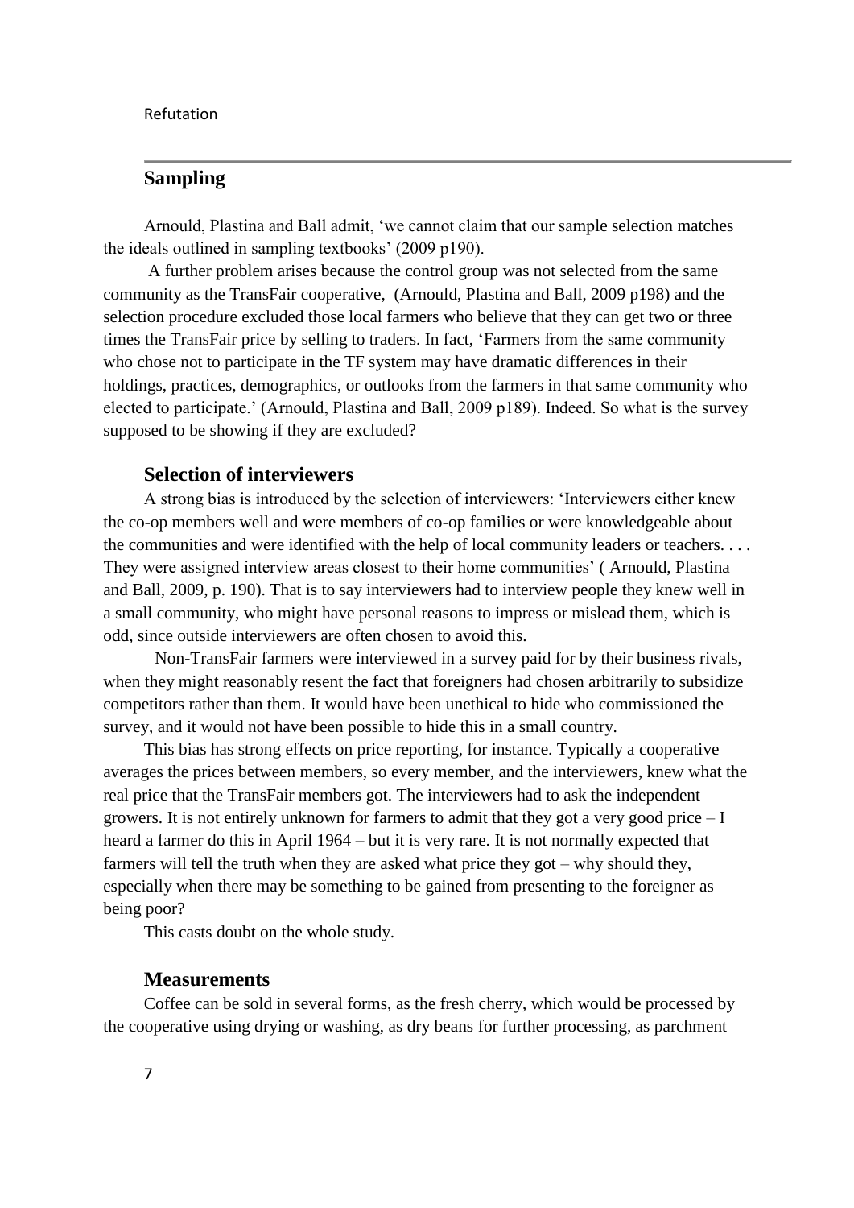## Sampling

Arnould, Plastina and Ball admit, 'we cannot claim that our sample selection matches the ideals outlined in sampling textbooks' (2009 p190).

A further problem arises because the control group was not selected from the same community as the TransFair cooperative, (Arnould, Plastina and Ball, 2009 p198) and the selection procedure excluded those local farmers who believe that they can get two or three times the TransFair price by selling to traders. In fact, 'Farmers from the same community who chose not to participate in the TF system may have dramatic differences in their holdings, practices, demographics, or outlooks from the farmers in that same community who elected to participate.' (Arnould, Plastina and Ball, 2009 p189). Indeed. So what is the survey supposed to be showing if they are excluded?

### Selection of interviewers

A strong bias is introduced by the selection of interviewers: 'Interviewers either knew the co-op members well and were members of co-op families or were knowledgeable about the communities and were identified with the help of local community leaders or teachers. . . . They were assigned interview areas closest to their home communities' ( Arnould, Plastina and Ball, 2009, p. 190). That is to say interviewers had to interview people they knew well in a small community, who might have personal reasons to impress or mislead them, which is odd, since outside interviewers are often chosen to avoid this.

Non-TransFair farmers were interviewed in a survey paid for by their business rivals, when they might reasonably resent the fact that foreigners had chosen arbitrarily to subsidize competitors rather than them. It would have been unethical to hide who commissioned the survey, and it would not have been possible to hide this in a small country.

This bias has strong effects on price reporting, for instance. Typically a cooperative averages the prices between members, so every member, and the interviewers, knew what the real price that the TransFair members got. The interviewers had to ask the independent growers. It is not entirely unknown for farmers to admit that they got a very good price – I heard a farmer do this in April 1964 – but it is very rare. It is not normally expected that farmers will tell the truth when they are asked what price they got – why should they, especially when there may be something to be gained from presenting to the foreigner as being poor?

This casts doubt on the whole study.

### Measurements

Coffee can be sold in several forms, as the fresh cherry, which would be processed by the cooperative using drying or washing, as dry beans for further processing, as parchment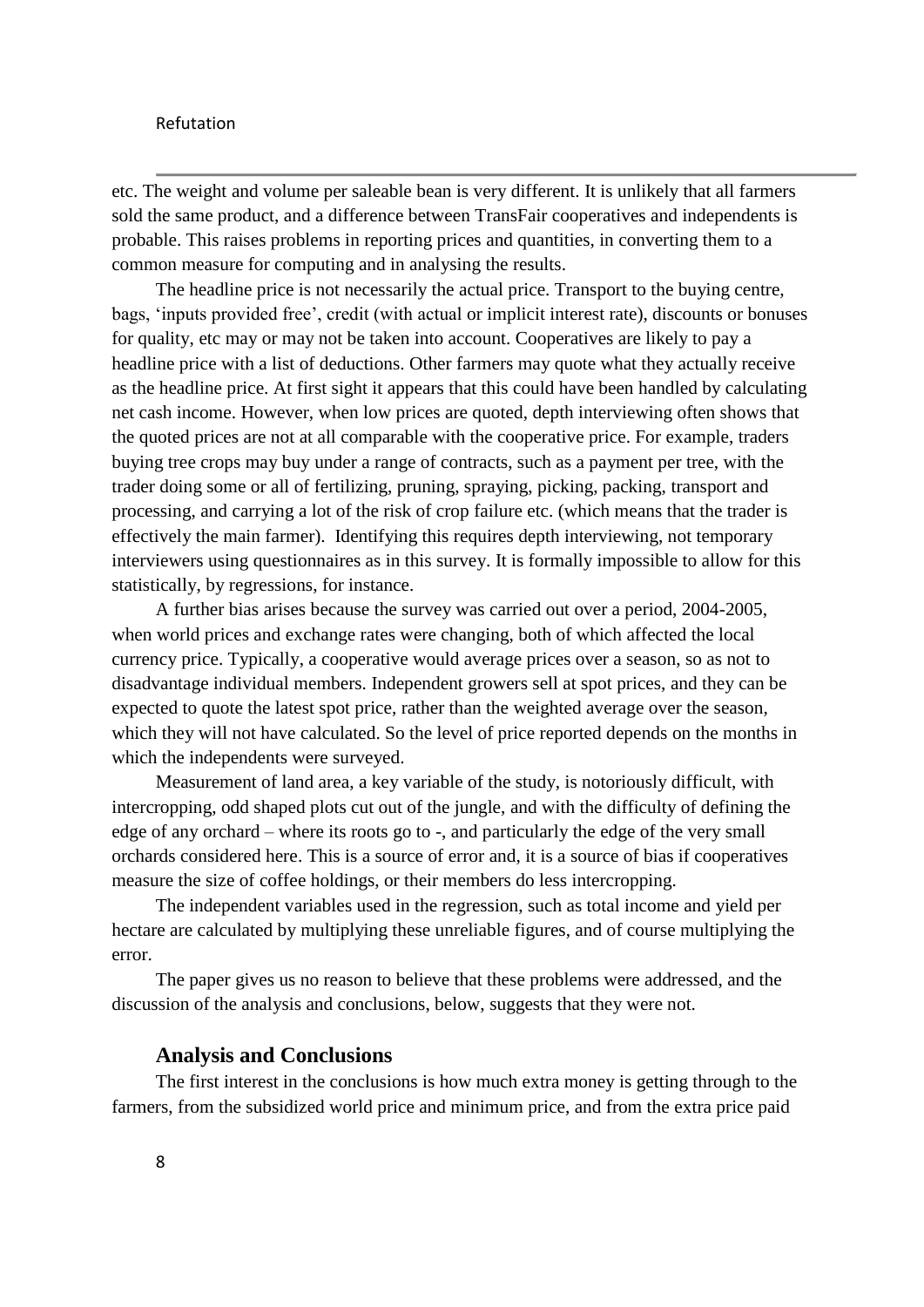etc. The weight and volume per saleable bean is very different. It is unlikely that all farmers sold the same product, and a difference between TransFair cooperatives and independents is probable. This raises problems in reporting prices and quantities, in converting them to a common measure for computing and in analysing the results.

The headline price is not necessarily the actual price. Transport to the buying centre, bags, 'inputs provided free', credit (with actual or implicit interest rate), discounts or bonuses for quality, etc may or may not be taken into account. Cooperatives are likely to pay a headline price with a list of deductions. Other farmers may quote what they actually receive as the headline price. At first sight it appears that this could have been handled by calculating net cash income. However, when low prices are quoted, depth interviewing often shows that the quoted prices are not at all comparable with the cooperative price. For example, traders buying tree crops may buy under a range of contracts, such as a payment per tree, with the trader doing some or all of fertilizing, pruning, spraying, picking, packing, transport and processing, and carrying a lot of the risk of crop failure etc. (which means that the trader is effectively the main farmer). Identifying this requires depth interviewing, not temporary interviewers using questionnaires as in this survey. It is formally impossible to allow for this statistically, by regressions, for instance.

A further bias arises because the survey was carried out over a period, 2004-2005, when world prices and exchange rates were changing, both of which affected the local currency price. Typically, a cooperative would average prices over a season, so as not to disadvantage individual members. Independent growers sell at spot prices, and they can be expected to quote the latest spot price, rather than the weighted average over the season, which they will not have calculated. So the level of price reported depends on the months in which the independents were surveyed.

Measurement of land area, a key variable of the study, is notoriously difficult, with intercropping, odd shaped plots cut out of the jungle, and with the difficulty of defining the edge of any orchard – where its roots go to -, and particularly the edge of the very small orchards considered here. This is a source of error and, it is a source of bias if cooperatives measure the size of coffee holdings, or their members do less intercropping.

The independent variables used in the regression, such as total income and yield per hectare are calculated by multiplying these unreliable figures, and of course multiplying the error.

The paper gives us no reason to believe that these problems were addressed, and the discussion of the analysis and conclusions, below, suggests that they were not.

### Analysis and Conclusions

The first interest in the conclusions is how much extra money is getting through to the farmers, from the subsidized world price and minimum price, and from the extra price paid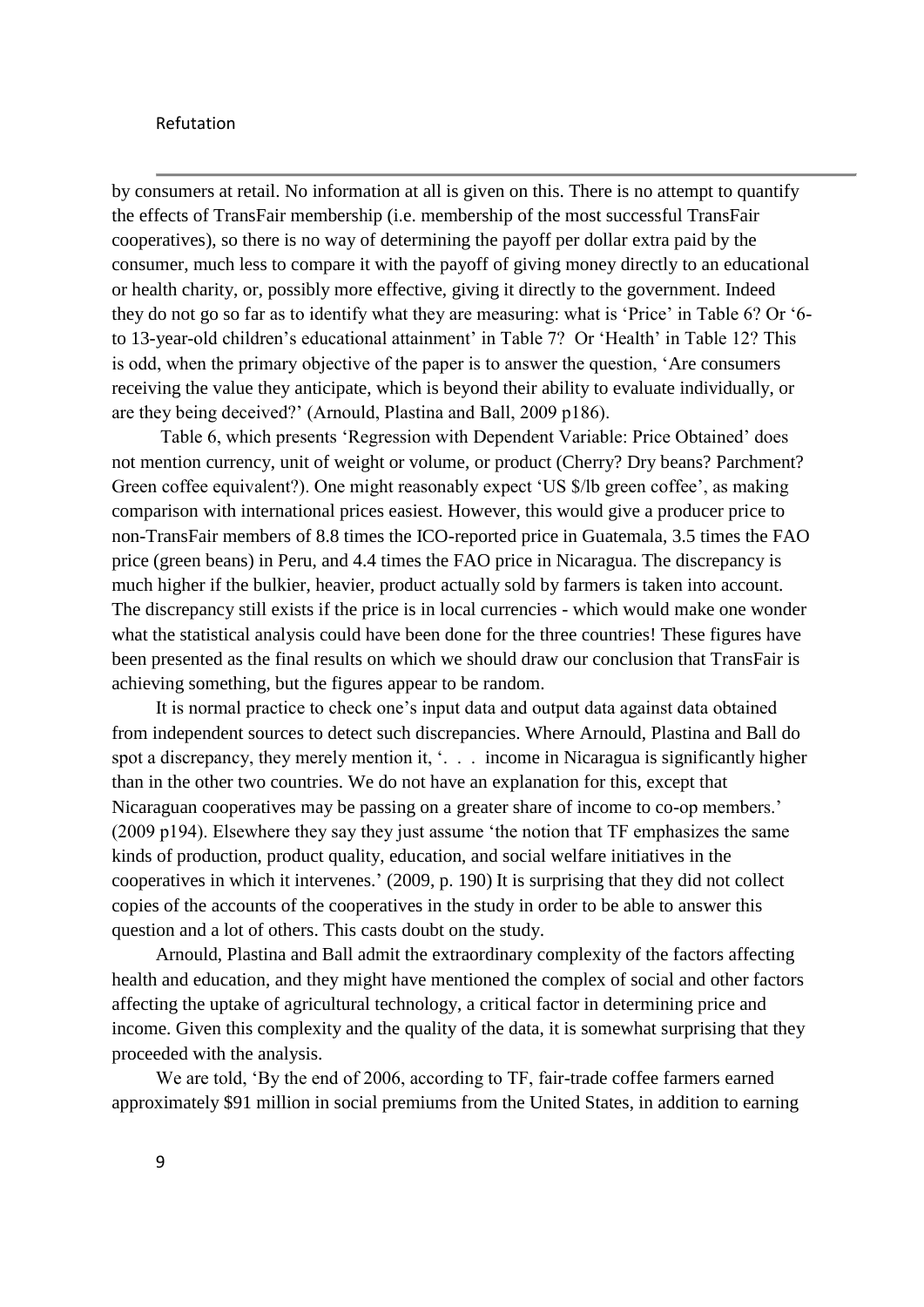by consumers at retail. No information at all is given on this. There is no attempt to quantify the effects of TransFair membership (i.e. membership of the most successful TransFair cooperatives), so there is no way of determining the payoff per dollar extra paid by the consumer, much less to compare it with the payoff of giving money directly to an educational or health charity, or, possibly more effective, giving it directly to the government. Indeed they do not go so far as to identify what they are measuring: what is 'Price' in Table 6? Or '6-to 13-year-old children's educational attainment' in Table 7? Or 'Health' in Table 12? This is odd, when the primary objective of the paper is to answer the question, 'Are consumers receiving the value they anticipate, which is beyond their ability to evaluate individually, or are they being deceived?' (Arnould, Plastina and Ball, 2009 p186).

Table 6, which presents 'Regression with Dependent Variable: Price Obtained' does not mention currency, unit of weight or volume, or product (Cherry? Dry beans? Parchment? Green coffee equivalent?). One might reasonably expect 'US $/lb green coffee', as making comparison with international prices easiest. However, this would give a producer price to non-TransFair members of 8.8 times the ICO-reported price in Guatemala, 3.5 times the FAO price (green beans) in Peru, and 4.4 times the FAO price in Nicaragua. The discrepancy is much higher if the bulkier, heavier, product actually sold by farmers is taken into account. The discrepancy still exists if the price is in local currencies - which would make one wonder what the statistical analysis could have been done for the three countries! These figures have been presented as the final results on which we should draw our conclusion that TransFair is achieving something, but the figures appear to be random.

It is normal practice to check one's input data and output data against data obtained from independent sources to detect such discrepancies. Where Arnould, Plastina and Ball do spot a discrepancy, they merely mention it, '. . . income in Nicaragua is significantly higher than in the other two countries. We do not have an explanation for this, except that Nicaraguan cooperatives may be passing on a greater share of income to co-op members.' (2009 p194). Elsewhere they say they just assume 'the notion that TF emphasizes the same kinds of production, product quality, education, and social welfare initiatives in the cooperatives in which it intervenes.' (2009, p. 190) It is surprising that they did not collect copies of the accounts of the cooperatives in the study in order to be able to answer this question and a lot of others. This casts doubt on the study.

Arnould, Plastina and Ball admit the extraordinary complexity of the factors affecting health and education, and they might have mentioned the complex of social and other factors affecting the uptake of agricultural technology, a critical factor in determining price and income. Given this complexity and the quality of the data, it is somewhat surprising that they proceeded with the analysis.

We are told, 'By the end of 2006, according to TF, fair-trade coffee farmers earned approximately $91 million in social premiums from the United States, in addition to earning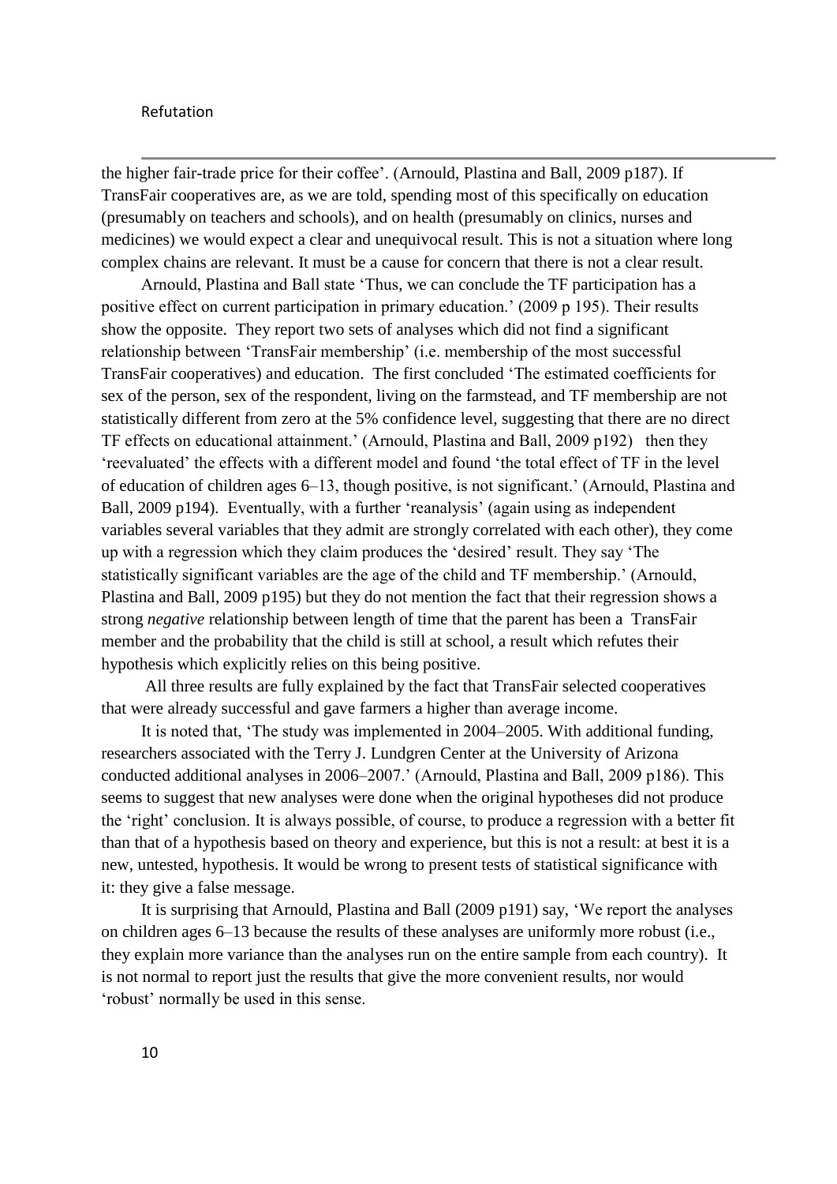the higher fair-trade price for their coffee'. (Arnould, Plastina and Ball, 2009 p187). If TransFair cooperatives are, as we are told, spending most of this specifically on education (presumably on teachers and schools), and on health (presumably on clinics, nurses and medicines) we would expect a clear and unequivocal result. This is not a situation where long complex chains are relevant. It must be a cause for concern that there is not a clear result.

Arnould, Plastina and Ball state 'Thus, we can conclude the TF participation has a positive effect on current participation in primary education.' (2009 p 195). Their results show the opposite. They report two sets of analyses which did not find a significant relationship between 'TransFair membership' (i.e. membership of the most successful TransFair cooperatives) and education. The first concluded 'The estimated coefficients for sex of the person, sex of the respondent, living on the farmstead, and TF membership are not statistically different from zero at the 5% confidence level, suggesting that there are no direct TF effects on educational attainment.' (Arnould, Plastina and Ball, 2009 p192) then they 'reevaluated' the effects with a different model and found 'the total effect of TF in the level of education of children ages 6–13, though positive, is not significant.' (Arnould, Plastina and Ball, 2009 p194). Eventually, with a further 'reanalysis' (again using as independent variables several variables that they admit are strongly correlated with each other), they come up with a regression which they claim produces the 'desired' result. They say 'The statistically significant variables are the age of the child and TF membership.' (Arnould, Plastina and Ball, 2009 p195) but they do not mention the fact that their regression shows a strong *negative* relationship between length of time that the parent has been a TransFair member and the probability that the child is still at school, a result which refutes their hypothesis which explicitly relies on this being positive.

All three results are fully explained by the fact that TransFair selected cooperatives that were already successful and gave farmers a higher than average income.

It is noted that, 'The study was implemented in 2004–2005. With additional funding, researchers associated with the Terry J. Lundgren Center at the University of Arizona conducted additional analyses in 2006–2007.' (Arnould, Plastina and Ball, 2009 p186). This seems to suggest that new analyses were done when the original hypotheses did not produce the 'right' conclusion. It is always possible, of course, to produce a regression with a better fit than that of a hypothesis based on theory and experience, but this is not a result: at best it is a new, untested, hypothesis. It would be wrong to present tests of statistical significance with it: they give a false message.

It is surprising that Arnould, Plastina and Ball (2009 p191) say, 'We report the analyses on children ages 6–13 because the results of these analyses are uniformly more robust (i.e., they explain more variance than the analyses run on the entire sample from each country). It is not normal to report just the results that give the more convenient results, nor would 'robust' normally be used in this sense.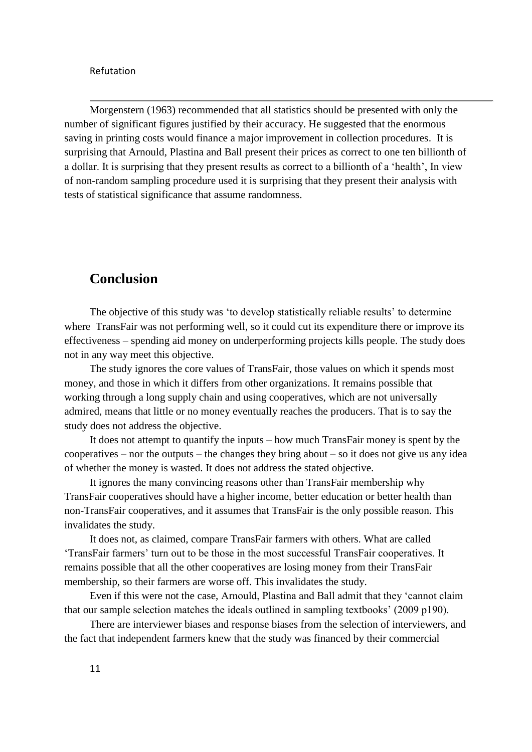Refutation

Morgenstern (1963) recommended that all statistics should be presented with only the number of significant figures justified by their accuracy. He suggested that the enormous saving in printing costs would finance a major improvement in collection procedures. It is surprising that Arnould, Plastina and Ball present their prices as correct to one ten billionth of a dollar. It is surprising that they present results as correct to a billionth of a 'health', In view of non-random sampling procedure used it is surprising that they present their analysis with tests of statistical significance that assume randomness.

## Conclusion

The objective of this study was 'to develop statistically reliable results' to determine where TransFair was not performing well, so it could cut its expenditure there or improve its effectiveness – spending aid money on underperforming projects kills people. The study does not in any way meet this objective.

The study ignores the core values of TransFair, those values on which it spends most money, and those in which it differs from other organizations. It remains possible that working through a long supply chain and using cooperatives, which are not universally admired, means that little or no money eventually reaches the producers. That is to say the study does not address the objective.

It does not attempt to quantify the inputs – how much TransFair money is spent by the cooperatives – nor the outputs – the changes they bring about – so it does not give us any idea of whether the money is wasted. It does not address the stated objective.

It ignores the many convincing reasons other than TransFair membership why TransFair cooperatives should have a higher income, better education or better health than non-TransFair cooperatives, and it assumes that TransFair is the only possible reason. This invalidates the study.

It does not, as claimed, compare TransFair farmers with others. What are called 'TransFair farmers' turn out to be those in the most successful TransFair cooperatives. It remains possible that all the other cooperatives are losing money from their TransFair membership, so their farmers are worse off. This invalidates the study.

Even if this were not the case, Arnould, Plastina and Ball admit that they 'cannot claim that our sample selection matches the ideals outlined in sampling textbooks' (2009 p190).

There are interviewer biases and response biases from the selection of interviewers, and the fact that independent farmers knew that the study was financed by their commercial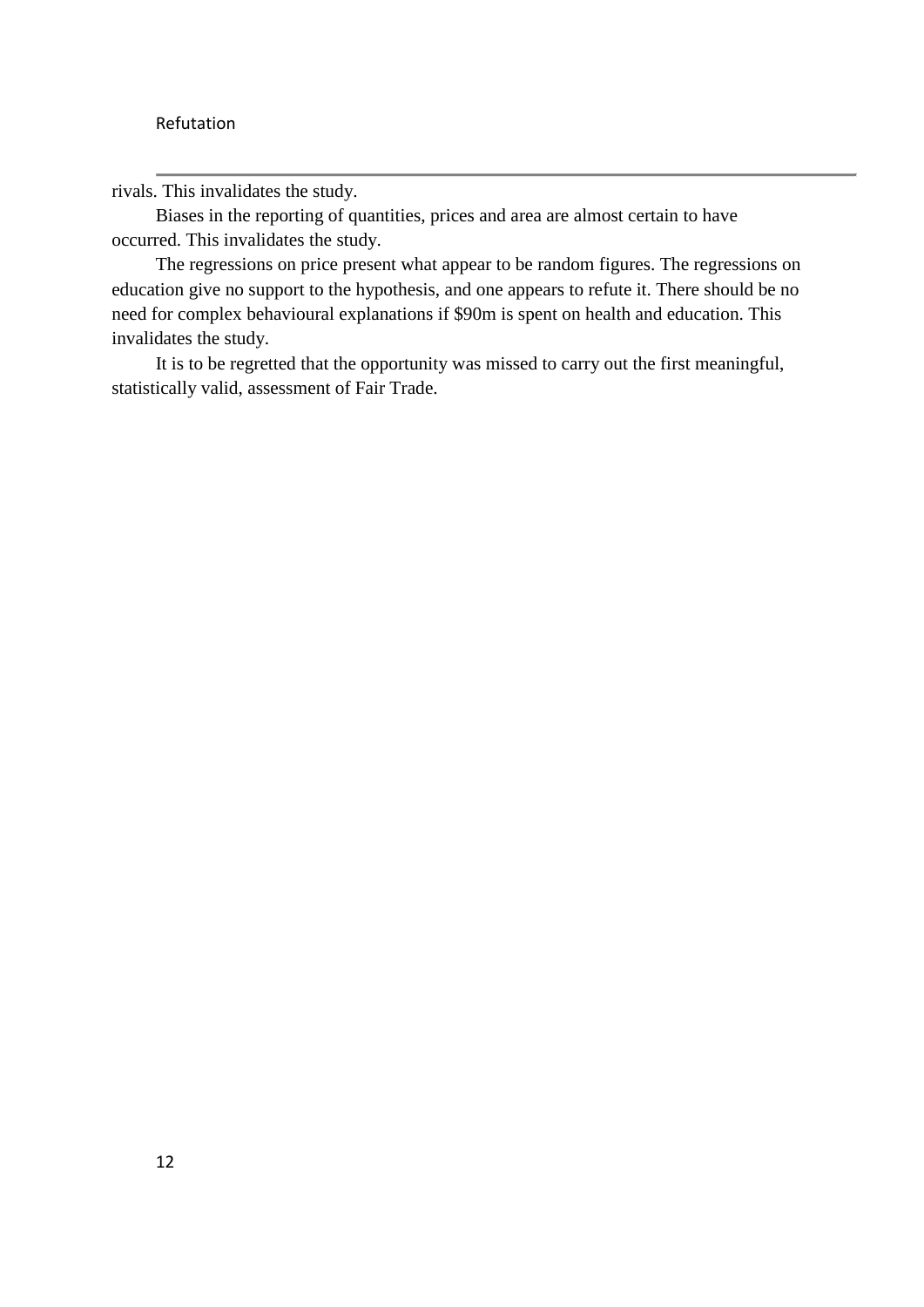rivals. This invalidates the study.

Biases in the reporting of quantities, prices and area are almost certain to have occurred. This invalidates the study.

The regressions on price present what appear to be random figures. The regressions on education give no support to the hypothesis, and one appears to refute it. There should be no need for complex behavioural explanations if $90m is spent on health and education. This invalidates the study.

It is to be regretted that the opportunity was missed to carry out the first meaningful, statistically valid, assessment of Fair Trade.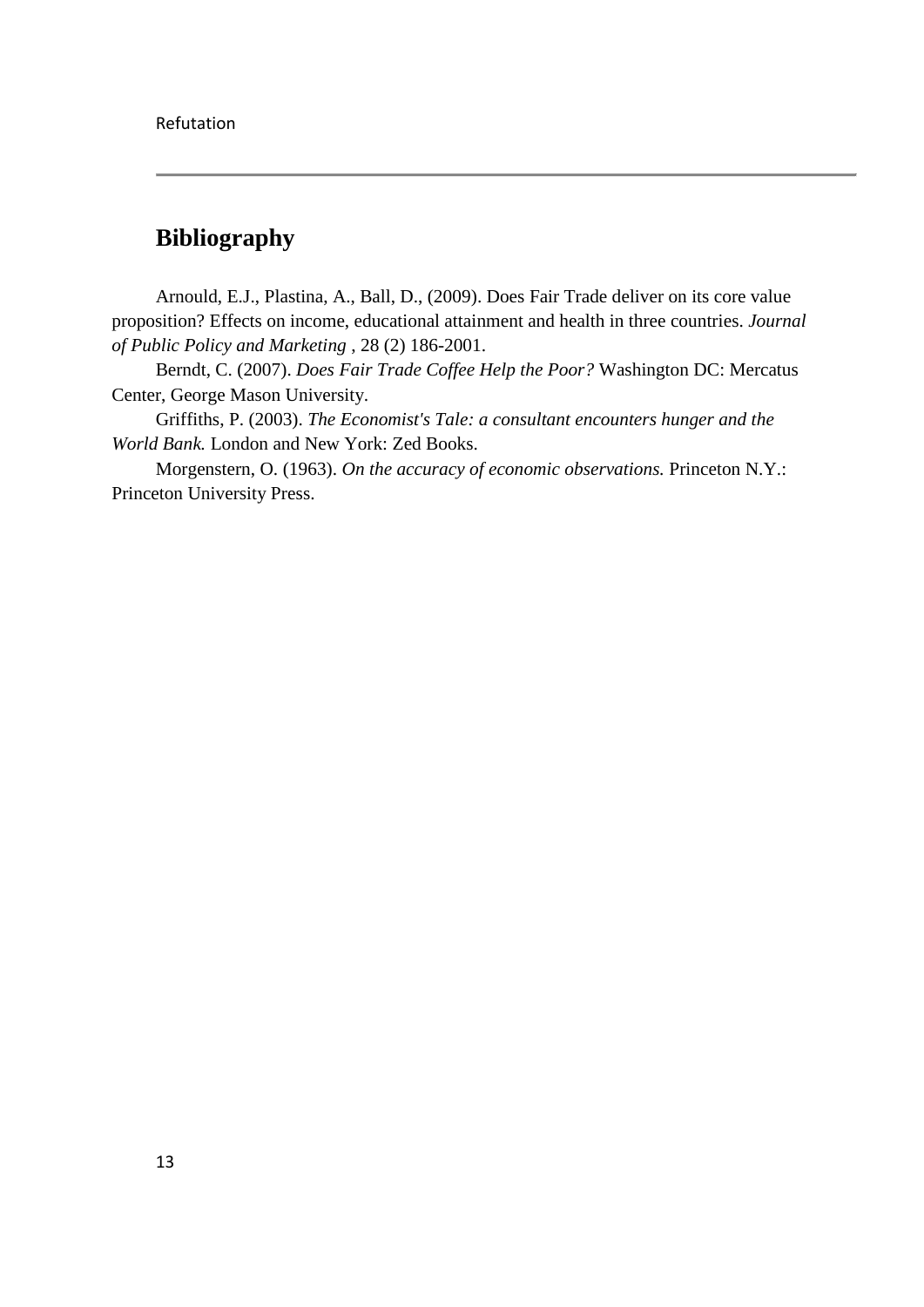## Bibliography

Arnould, E.J., Plastina, A., Ball, D., (2009). Does Fair Trade deliver on its core value proposition? Effects on income, educational attainment and health in three countries. *Journal of Public Policy and Marketing* , 28 (2) 186-2001.

Berndt, C. (2007). *Does Fair Trade Coffee Help the Poor?* Washington DC: Mercatus Center, George Mason University.

Griffiths, P. (2003). *The Economist's Tale: a consultant encounters hunger and the World Bank.* London and New York: Zed Books.

Morgenstern, O. (1963). *On the accuracy of economic observations.* Princeton N.Y.: Princeton University Press.